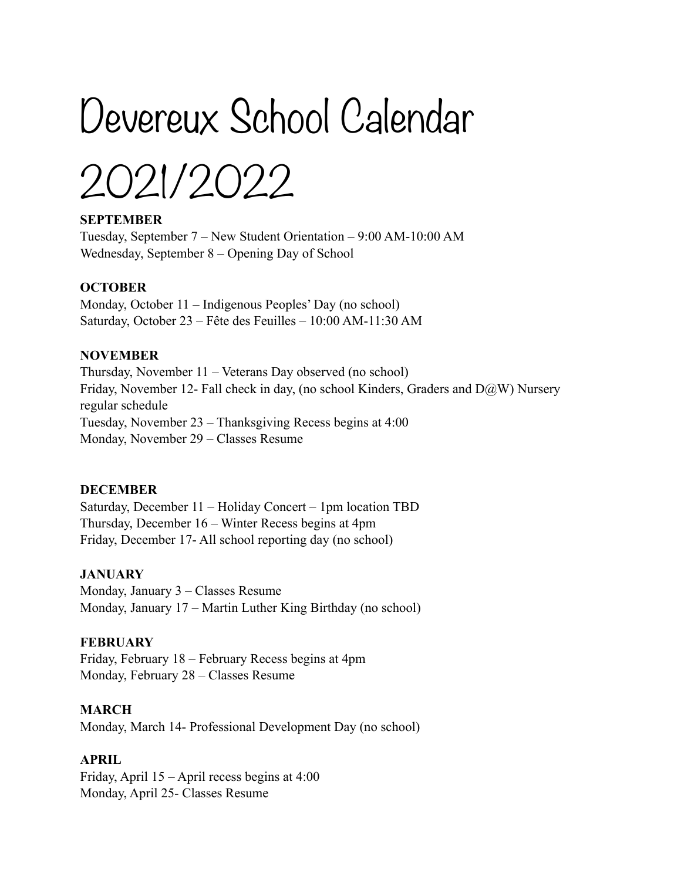# Devereux School Calendar 2021/2022

**SEPTEMBER**

Tuesday, September 7 – New Student Orientation – 9:00 AM-10:00 AM
Wednesday, September 8 – Opening Day of School

**OCTOBER**

Monday, October 11 – Indigenous Peoples' Day (no school)
Saturday, October 23 – Fête des Feuilles – 10:00 AM-11:30 AM

**NOVEMBER**

Thursday, November 11 – Veterans Day observed (no school)
Friday, November 12- Fall check in day, (no school Kinders, Graders and D@W) Nursery regular schedule
Tuesday, November 23 – Thanksgiving Recess begins at 4:00
Monday, November 29 – Classes Resume

**DECEMBER**

Saturday, December 11 – Holiday Concert – 1pm location TBD
Thursday, December 16 – Winter Recess begins at 4pm
Friday, December 17- All school reporting day (no school)

**JANUARY**

Monday, January 3 – Classes Resume
Monday, January 17 – Martin Luther King Birthday (no school)

**FEBRUARY**

Friday, February 18 – February Recess begins at 4pm
Monday, February 28 – Classes Resume

**MARCH**

Monday, March 14- Professional Development Day (no school)

**APRIL**

Friday, April 15 – April recess begins at 4:00
Monday, April 25- Classes Resume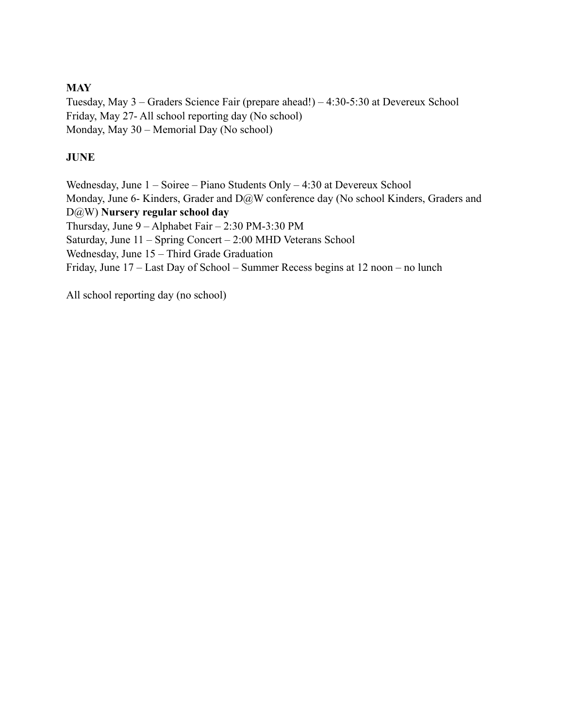**MAY**

Tuesday, May 3 – Graders Science Fair (prepare ahead!) – 4:30-5:30 at Devereux School
Friday, May 27- All school reporting day (No school)
Monday, May 30 – Memorial Day (No school)

**JUNE**

Wednesday, June 1 – Soiree – Piano Students Only – 4:30 at Devereux School
Monday, June 6- Kinders, Grader and D@W conference day (No school Kinders, Graders and D@W) **Nursery regular school day**
Thursday, June 9 – Alphabet Fair – 2:30 PM-3:30 PM
Saturday, June 11 – Spring Concert – 2:00 MHD Veterans School
Wednesday, June 15 – Third Grade Graduation
Friday, June 17 – Last Day of School – Summer Recess begins at 12 noon – no lunch

All school reporting day (no school)